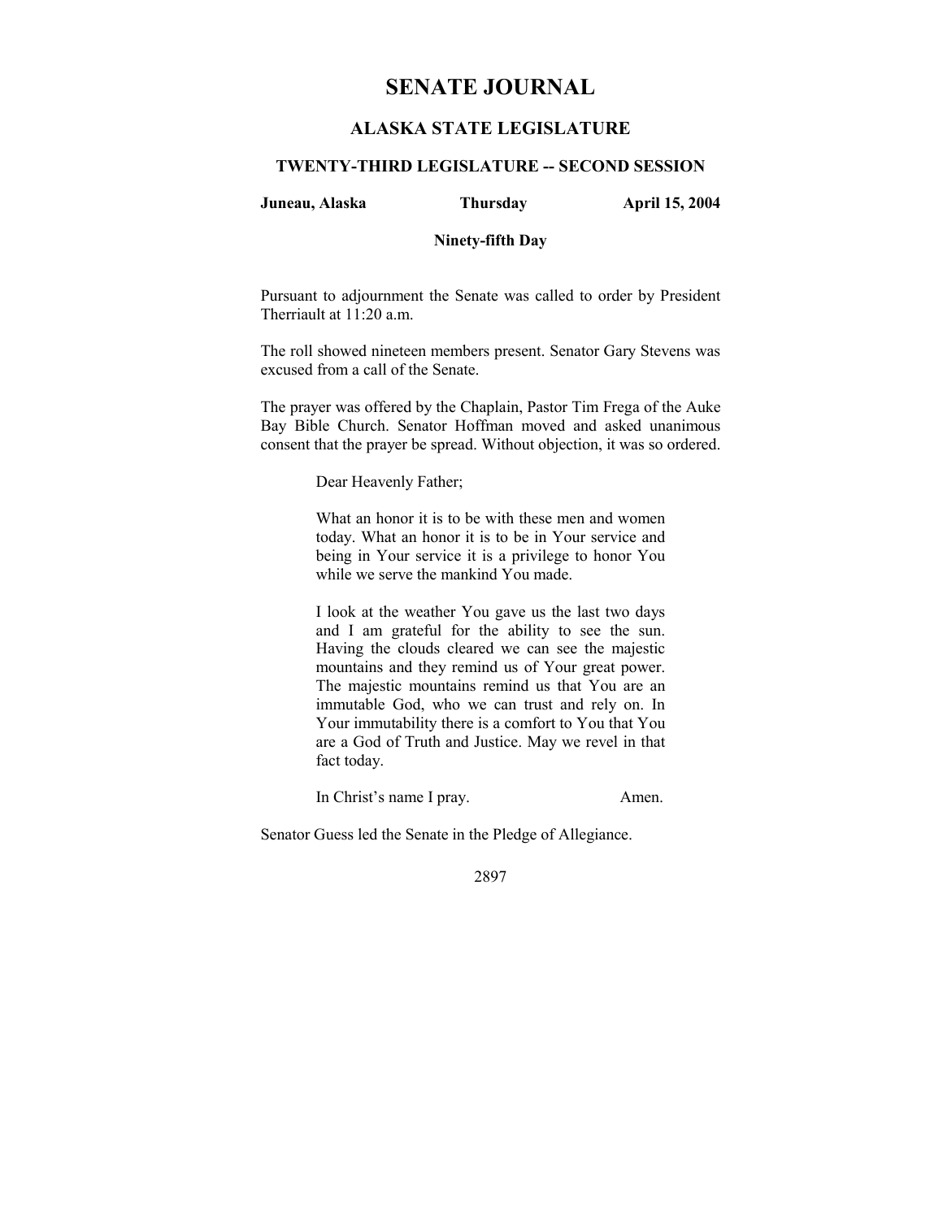# SENATE JOURNAL

## ALASKA STATE LEGISLATURE

### TWENTY-THIRD LEGISLATURE -- SECOND SESSION

**Juneau, Alaska** **Thursday** **April 15, 2004**

**Ninety-fifth Day**

Pursuant to adjournment the Senate was called to order by President Therriault at 11:20 a.m.

The roll showed nineteen members present. Senator Gary Stevens was excused from a call of the Senate.

The prayer was offered by the Chaplain, Pastor Tim Frega of the Auke Bay Bible Church. Senator Hoffman moved and asked unanimous consent that the prayer be spread. Without objection, it was so ordered.

> Dear Heavenly Father;
>
> What an honor it is to be with these men and women today. What an honor it is to be in Your service and being in Your service it is a privilege to honor You while we serve the mankind You made.
>
> I look at the weather You gave us the last two days and I am grateful for the ability to see the sun. Having the clouds cleared we can see the majestic mountains and they remind us of Your great power. The majestic mountains remind us that You are an immutable God, who we can trust and rely on. In Your immutability there is a comfort to You that You are a God of Truth and Justice. May we revel in that fact today.
>
> In Christ's name I pray. Amen.

Senator Guess led the Senate in the Pledge of Allegiance.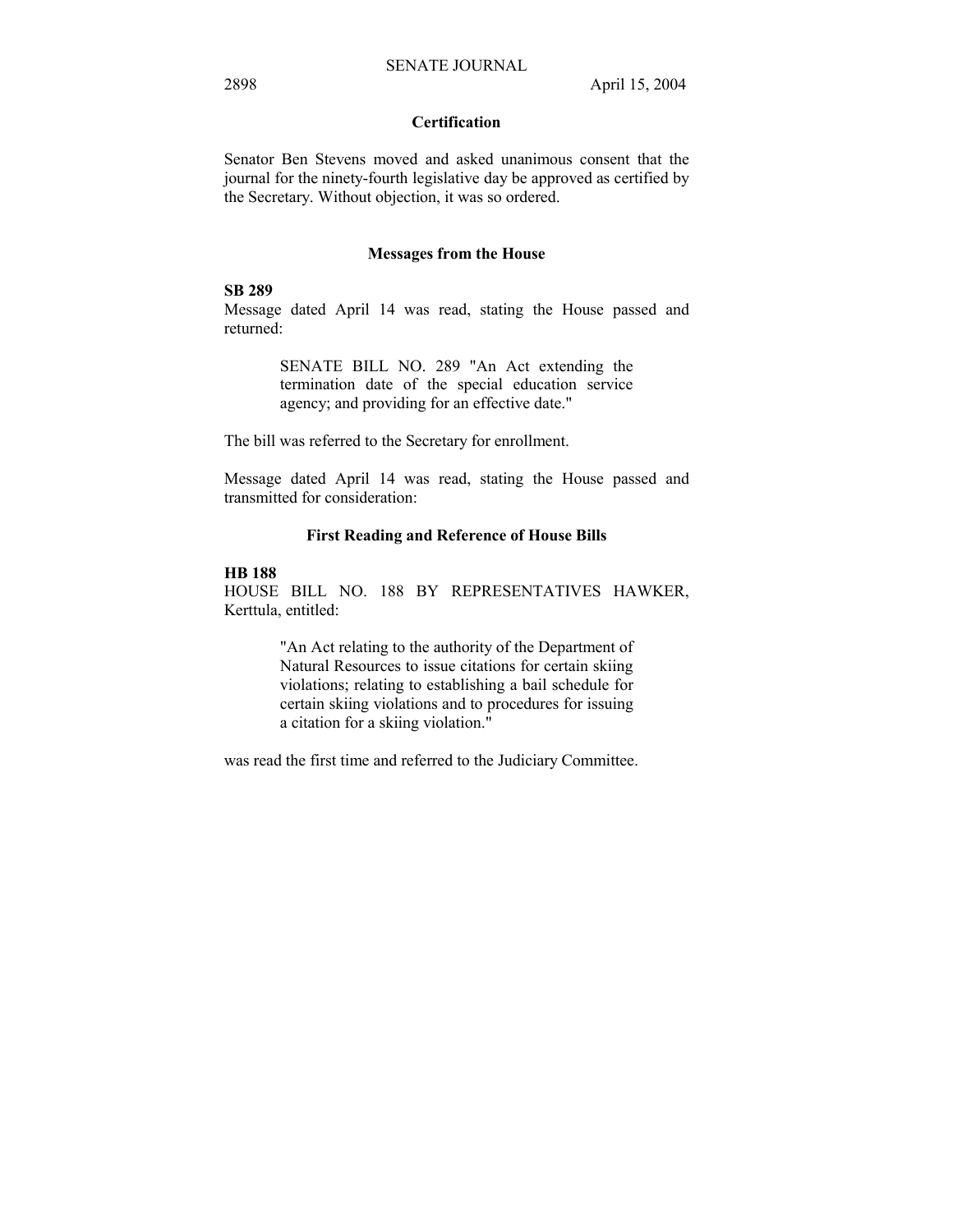## Certification

Senator Ben Stevens moved and asked unanimous consent that the journal for the ninety-fourth legislative day be approved as certified by the Secretary. Without objection, it was so ordered.

## Messages from the House

**SB 289**
Message dated April 14 was read, stating the House passed and returned:

> SENATE BILL NO. 289 "An Act extending the termination date of the special education service agency; and providing for an effective date."

The bill was referred to the Secretary for enrollment.

Message dated April 14 was read, stating the House passed and transmitted for consideration:

## First Reading and Reference of House Bills

**HB 188**
HOUSE BILL NO. 188 BY REPRESENTATIVES HAWKER, Kerttula, entitled:

> "An Act relating to the authority of the Department of Natural Resources to issue citations for certain skiing violations; relating to establishing a bail schedule for certain skiing violations and to procedures for issuing a citation for a skiing violation."

was read the first time and referred to the Judiciary Committee.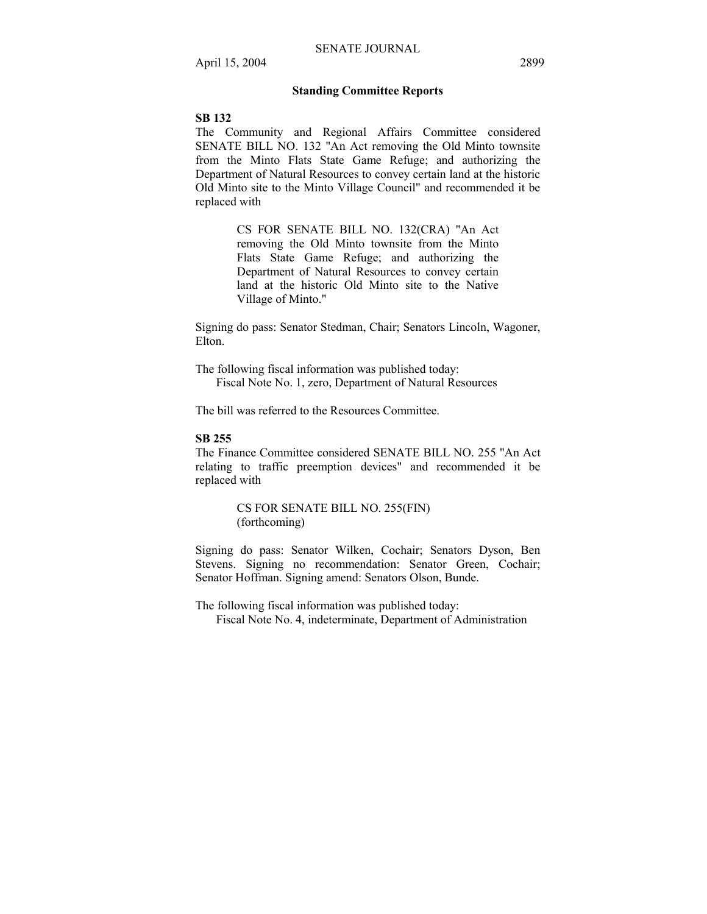## Standing Committee Reports

**SB 132**

The Community and Regional Affairs Committee considered SENATE BILL NO. 132 "An Act removing the Old Minto townsite from the Minto Flats State Game Refuge; and authorizing the Department of Natural Resources to convey certain land at the historic Old Minto site to the Minto Village Council" and recommended it be replaced with

> CS FOR SENATE BILL NO. 132(CRA) "An Act removing the Old Minto townsite from the Minto Flats State Game Refuge; and authorizing the Department of Natural Resources to convey certain land at the historic Old Minto site to the Native Village of Minto."

Signing do pass: Senator Stedman, Chair; Senators Lincoln, Wagoner, Elton.

The following fiscal information was published today:
Fiscal Note No. 1, zero, Department of Natural Resources

The bill was referred to the Resources Committee.

**SB 255**

The Finance Committee considered SENATE BILL NO. 255 "An Act relating to traffic preemption devices" and recommended it be replaced with

> CS FOR SENATE BILL NO. 255(FIN)
> (forthcoming)

Signing do pass: Senator Wilken, Cochair; Senators Dyson, Ben Stevens. Signing no recommendation: Senator Green, Cochair; Senator Hoffman. Signing amend: Senators Olson, Bunde.

The following fiscal information was published today:
Fiscal Note No. 4, indeterminate, Department of Administration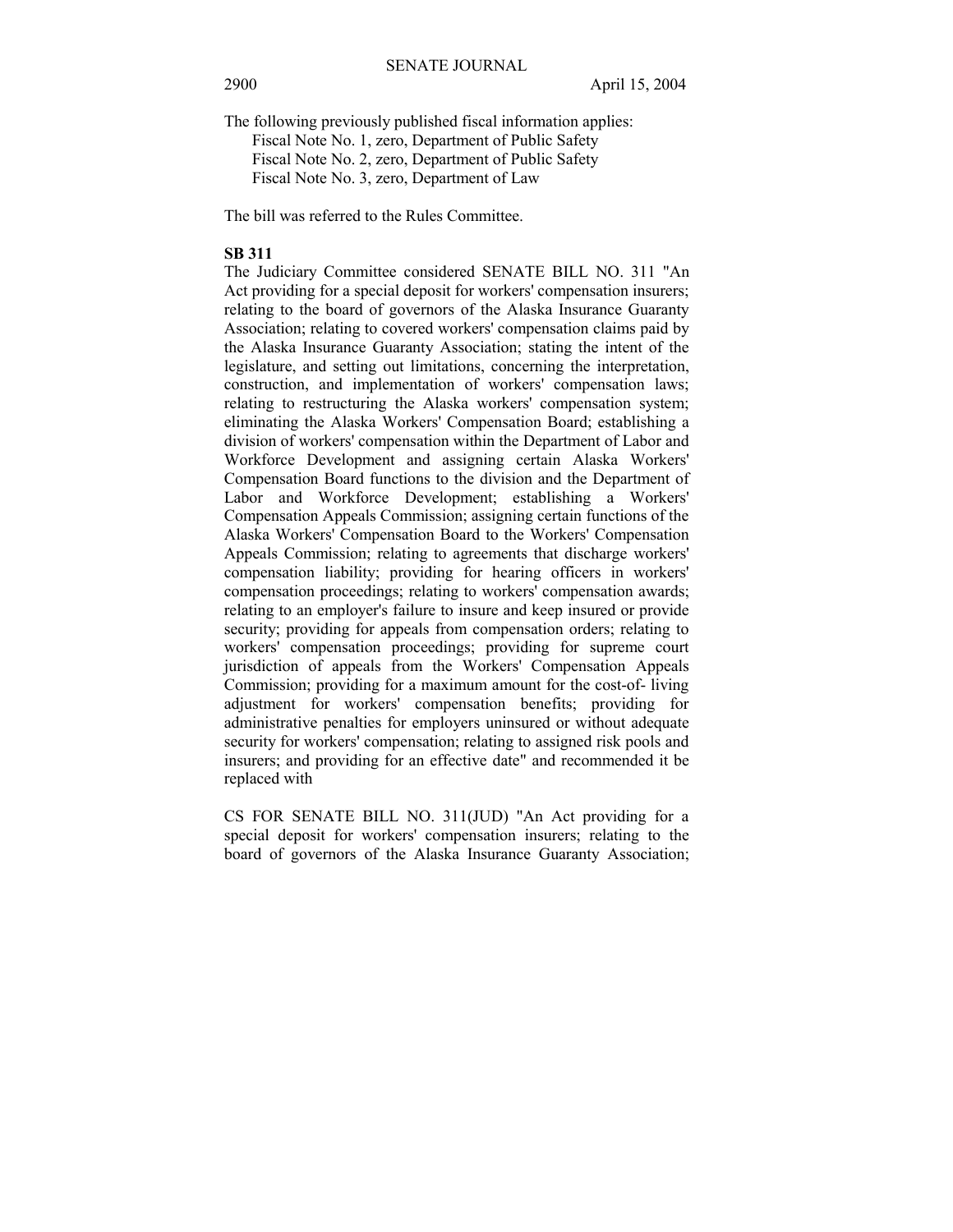The following previously published fiscal information applies:

Fiscal Note No. 1, zero, Department of Public Safety
Fiscal Note No. 2, zero, Department of Public Safety
Fiscal Note No. 3, zero, Department of Law

The bill was referred to the Rules Committee.

**SB 311**

The Judiciary Committee considered SENATE BILL NO. 311 "An Act providing for a special deposit for workers' compensation insurers; relating to the board of governors of the Alaska Insurance Guaranty Association; relating to covered workers' compensation claims paid by the Alaska Insurance Guaranty Association; stating the intent of the legislature, and setting out limitations, concerning the interpretation, construction, and implementation of workers' compensation laws; relating to restructuring the Alaska workers' compensation system; eliminating the Alaska Workers' Compensation Board; establishing a division of workers' compensation within the Department of Labor and Workforce Development and assigning certain Alaska Workers' Compensation Board functions to the division and the Department of Labor and Workforce Development; establishing a Workers' Compensation Appeals Commission; assigning certain functions of the Alaska Workers' Compensation Board to the Workers' Compensation Appeals Commission; relating to agreements that discharge workers' compensation liability; providing for hearing officers in workers' compensation proceedings; relating to workers' compensation awards; relating to an employer's failure to insure and keep insured or provide security; providing for appeals from compensation orders; relating to workers' compensation proceedings; providing for supreme court jurisdiction of appeals from the Workers' Compensation Appeals Commission; providing for a maximum amount for the cost-of- living adjustment for workers' compensation benefits; providing for administrative penalties for employers uninsured or without adequate security for workers' compensation; relating to assigned risk pools and insurers; and providing for an effective date" and recommended it be replaced with

CS FOR SENATE BILL NO. 311(JUD) "An Act providing for a special deposit for workers' compensation insurers; relating to the board of governors of the Alaska Insurance Guaranty Association;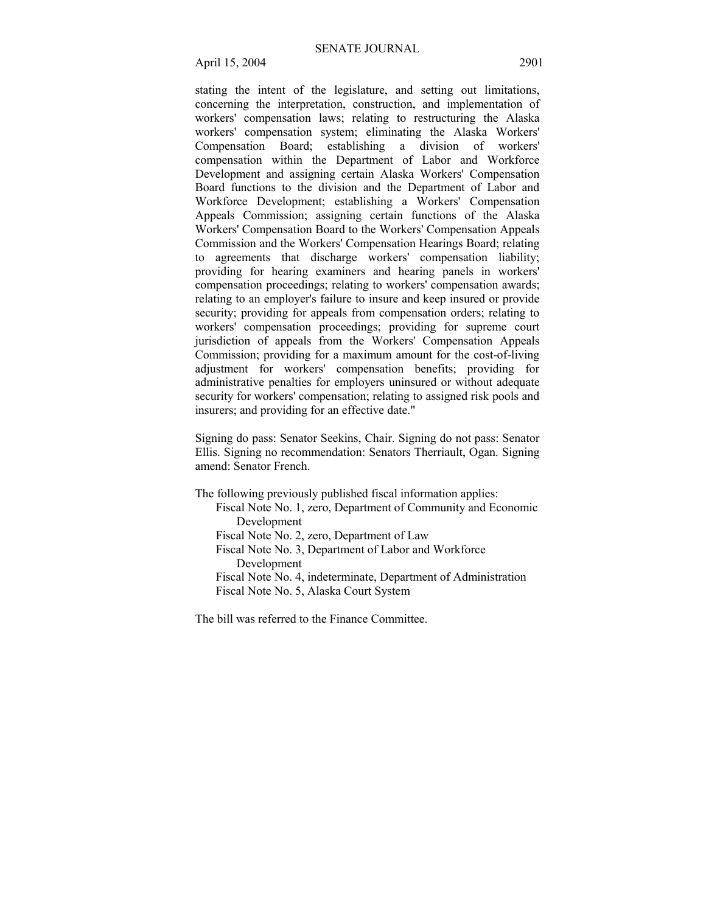stating the intent of the legislature, and setting out limitations, concerning the interpretation, construction, and implementation of workers' compensation laws; relating to restructuring the Alaska workers' compensation system; eliminating the Alaska Workers' Compensation Board; establishing a division of workers' compensation within the Department of Labor and Workforce Development and assigning certain Alaska Workers' Compensation Board functions to the division and the Department of Labor and Workforce Development; establishing a Workers' Compensation Appeals Commission; assigning certain functions of the Alaska Workers' Compensation Board to the Workers' Compensation Appeals Commission and the Workers' Compensation Hearings Board; relating to agreements that discharge workers' compensation liability; providing for hearing examiners and hearing panels in workers' compensation proceedings; relating to workers' compensation awards; relating to an employer's failure to insure and keep insured or provide security; providing for appeals from compensation orders; relating to workers' compensation proceedings; providing for supreme court jurisdiction of appeals from the Workers' Compensation Appeals Commission; providing for a maximum amount for the cost-of-living adjustment for workers' compensation benefits; providing for administrative penalties for employers uninsured or without adequate security for workers' compensation; relating to assigned risk pools and insurers; and providing for an effective date."

Signing do pass: Senator Seekins, Chair. Signing do not pass: Senator Ellis. Signing no recommendation: Senators Therriault, Ogan. Signing amend: Senator French.

The following previously published fiscal information applies:

- Fiscal Note No. 1, zero, Department of Community and Economic Development
- Fiscal Note No. 2, zero, Department of Law
- Fiscal Note No. 3, Department of Labor and Workforce Development
- Fiscal Note No. 4, indeterminate, Department of Administration
- Fiscal Note No. 5, Alaska Court System

The bill was referred to the Finance Committee.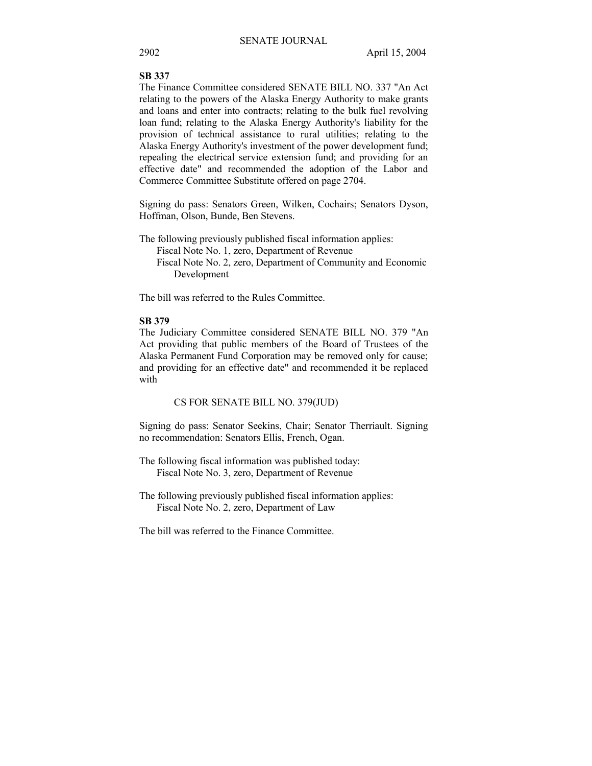**SB 337**

The Finance Committee considered SENATE BILL NO. 337 "An Act relating to the powers of the Alaska Energy Authority to make grants and loans and enter into contracts; relating to the bulk fuel revolving loan fund; relating to the Alaska Energy Authority's liability for the provision of technical assistance to rural utilities; relating to the Alaska Energy Authority's investment of the power development fund; repealing the electrical service extension fund; and providing for an effective date" and recommended the adoption of the Labor and Commerce Committee Substitute offered on page 2704.

Signing do pass: Senators Green, Wilken, Cochairs; Senators Dyson, Hoffman, Olson, Bunde, Ben Stevens.

The following previously published fiscal information applies:

Fiscal Note No. 1, zero, Department of Revenue

Fiscal Note No. 2, zero, Department of Community and Economic Development

The bill was referred to the Rules Committee.

**SB 379**

The Judiciary Committee considered SENATE BILL NO. 379 "An Act providing that public members of the Board of Trustees of the Alaska Permanent Fund Corporation may be removed only for cause; and providing for an effective date" and recommended it be replaced with

CS FOR SENATE BILL NO. 379(JUD)

Signing do pass: Senator Seekins, Chair; Senator Therriault. Signing no recommendation: Senators Ellis, French, Ogan.

The following fiscal information was published today:

Fiscal Note No. 3, zero, Department of Revenue

The following previously published fiscal information applies:

Fiscal Note No. 2, zero, Department of Law

The bill was referred to the Finance Committee.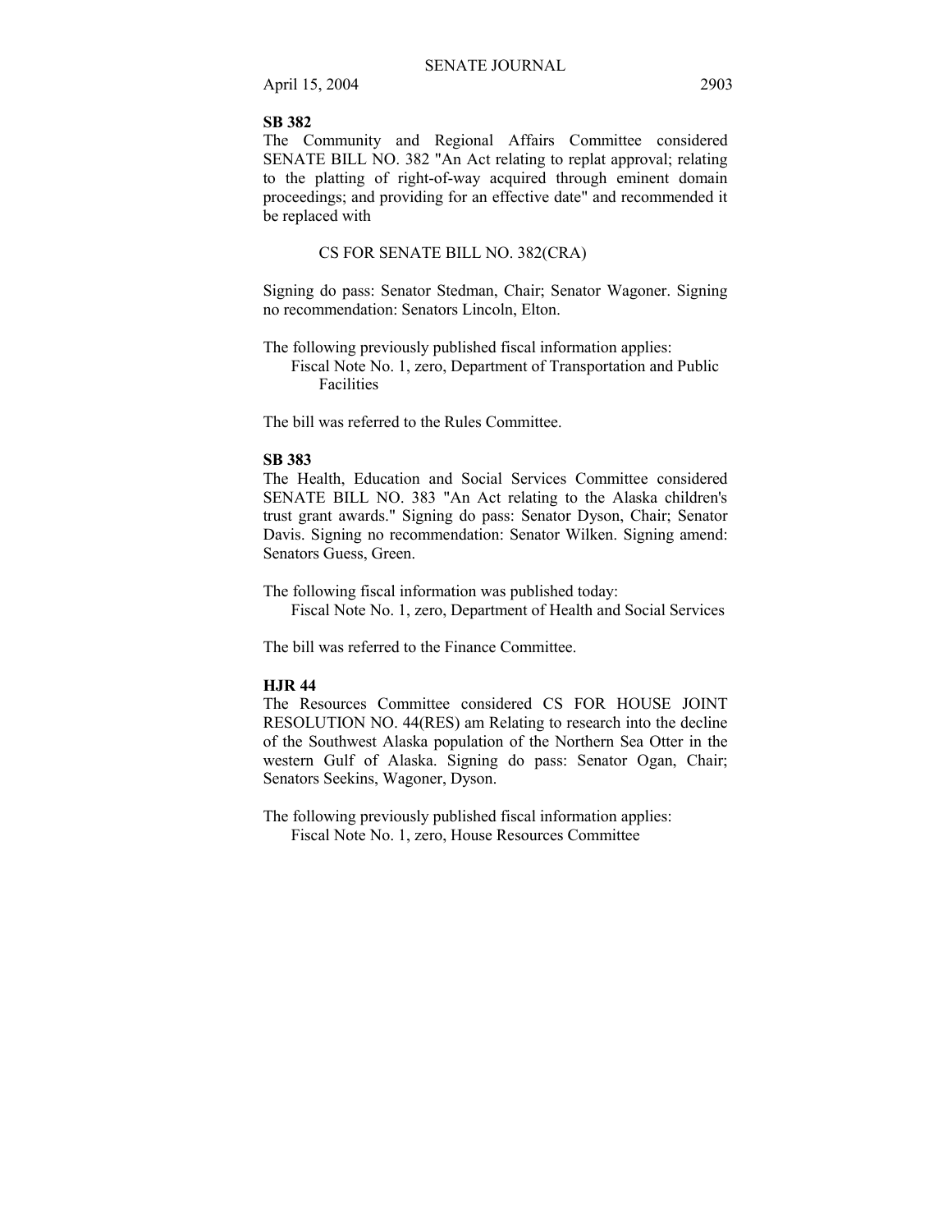**SB 382**

The Community and Regional Affairs Committee considered SENATE BILL NO. 382 "An Act relating to replat approval; relating to the platting of right-of-way acquired through eminent domain proceedings; and providing for an effective date" and recommended it be replaced with

CS FOR SENATE BILL NO. 382(CRA)

Signing do pass: Senator Stedman, Chair; Senator Wagoner. Signing no recommendation: Senators Lincoln, Elton.

The following previously published fiscal information applies:

Fiscal Note No. 1, zero, Department of Transportation and Public Facilities

The bill was referred to the Rules Committee.

**SB 383**

The Health, Education and Social Services Committee considered SENATE BILL NO. 383 "An Act relating to the Alaska children's trust grant awards." Signing do pass: Senator Dyson, Chair; Senator Davis. Signing no recommendation: Senator Wilken. Signing amend: Senators Guess, Green.

The following fiscal information was published today:

Fiscal Note No. 1, zero, Department of Health and Social Services

The bill was referred to the Finance Committee.

**HJR 44**

The Resources Committee considered CS FOR HOUSE JOINT RESOLUTION NO. 44(RES) am Relating to research into the decline of the Southwest Alaska population of the Northern Sea Otter in the western Gulf of Alaska. Signing do pass: Senator Ogan, Chair; Senators Seekins, Wagoner, Dyson.

The following previously published fiscal information applies:

Fiscal Note No. 1, zero, House Resources Committee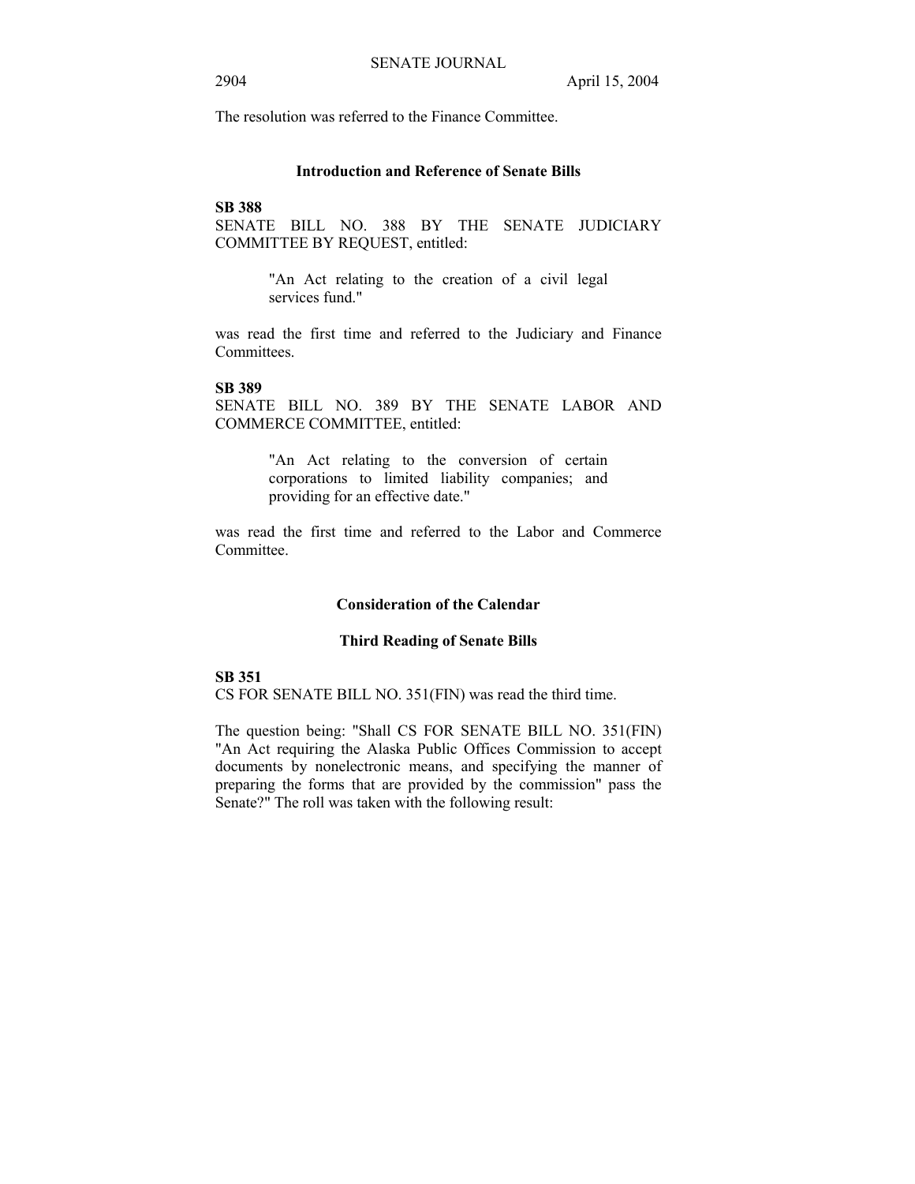The resolution was referred to the Finance Committee.

## Introduction and Reference of Senate Bills

**SB 388**

SENATE BILL NO. 388 BY THE SENATE JUDICIARY COMMITTEE BY REQUEST, entitled:

> "An Act relating to the creation of a civil legal services fund."

was read the first time and referred to the Judiciary and Finance Committees.

**SB 389**

SENATE BILL NO. 389 BY THE SENATE LABOR AND COMMERCE COMMITTEE, entitled:

> "An Act relating to the conversion of certain corporations to limited liability companies; and providing for an effective date."

was read the first time and referred to the Labor and Commerce Committee.

## Consideration of the Calendar

### Third Reading of Senate Bills

**SB 351**

CS FOR SENATE BILL NO. 351(FIN) was read the third time.

The question being: "Shall CS FOR SENATE BILL NO. 351(FIN) "An Act requiring the Alaska Public Offices Commission to accept documents by nonelectronic means, and specifying the manner of preparing the forms that are provided by the commission" pass the Senate?" The roll was taken with the following result: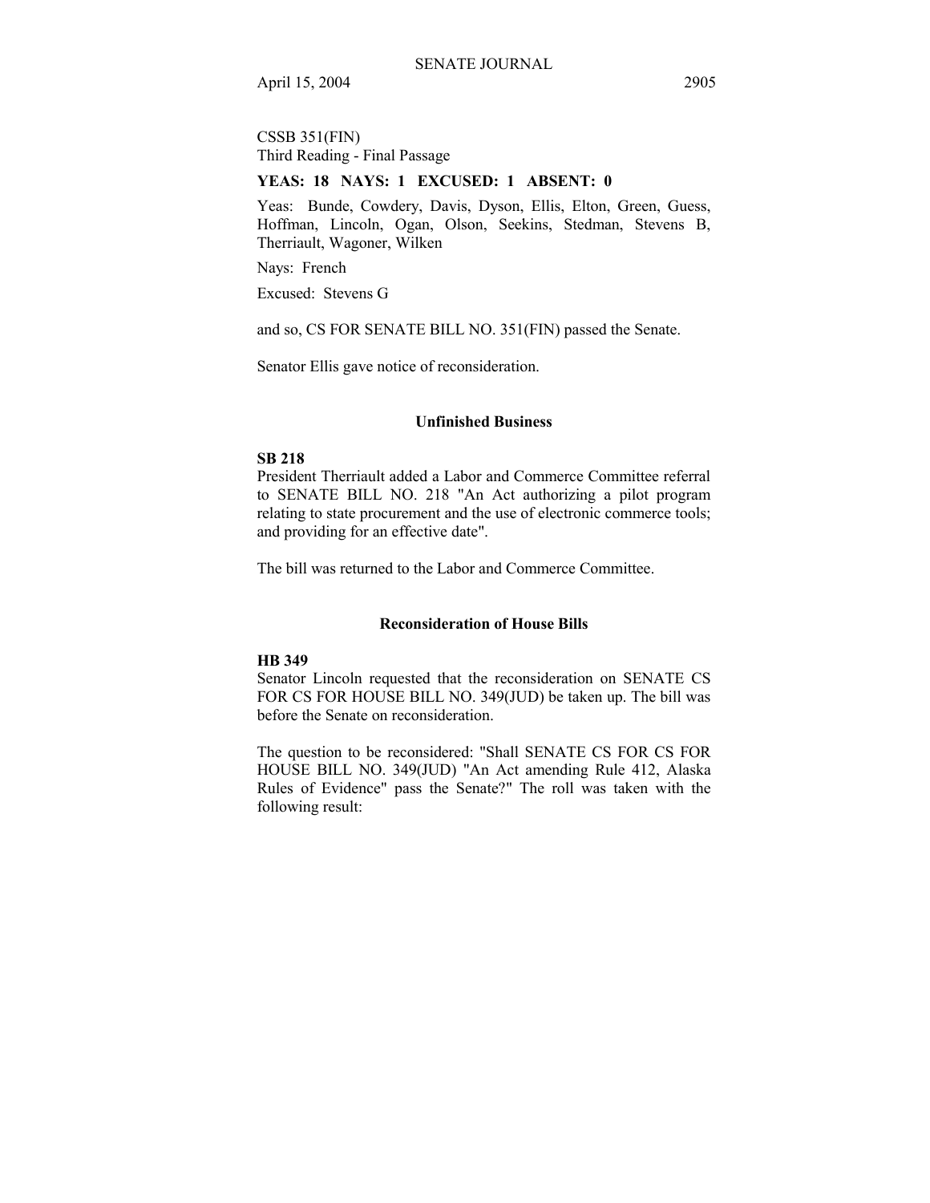CSSB 351(FIN)
Third Reading - Final Passage

**YEAS: 18 NAYS: 1 EXCUSED: 1 ABSENT: 0**

Yeas: Bunde, Cowdery, Davis, Dyson, Ellis, Elton, Green, Guess, Hoffman, Lincoln, Ogan, Olson, Seekins, Stedman, Stevens B, Therriault, Wagoner, Wilken

Nays: French

Excused: Stevens G

and so, CS FOR SENATE BILL NO. 351(FIN) passed the Senate.

Senator Ellis gave notice of reconsideration.

## Unfinished Business

**SB 218**
President Therriault added a Labor and Commerce Committee referral to SENATE BILL NO. 218 "An Act authorizing a pilot program relating to state procurement and the use of electronic commerce tools; and providing for an effective date".

The bill was returned to the Labor and Commerce Committee.

## Reconsideration of House Bills

**HB 349**
Senator Lincoln requested that the reconsideration on SENATE CS FOR CS FOR HOUSE BILL NO. 349(JUD) be taken up. The bill was before the Senate on reconsideration.

The question to be reconsidered: "Shall SENATE CS FOR CS FOR HOUSE BILL NO. 349(JUD) "An Act amending Rule 412, Alaska Rules of Evidence" pass the Senate?" The roll was taken with the following result: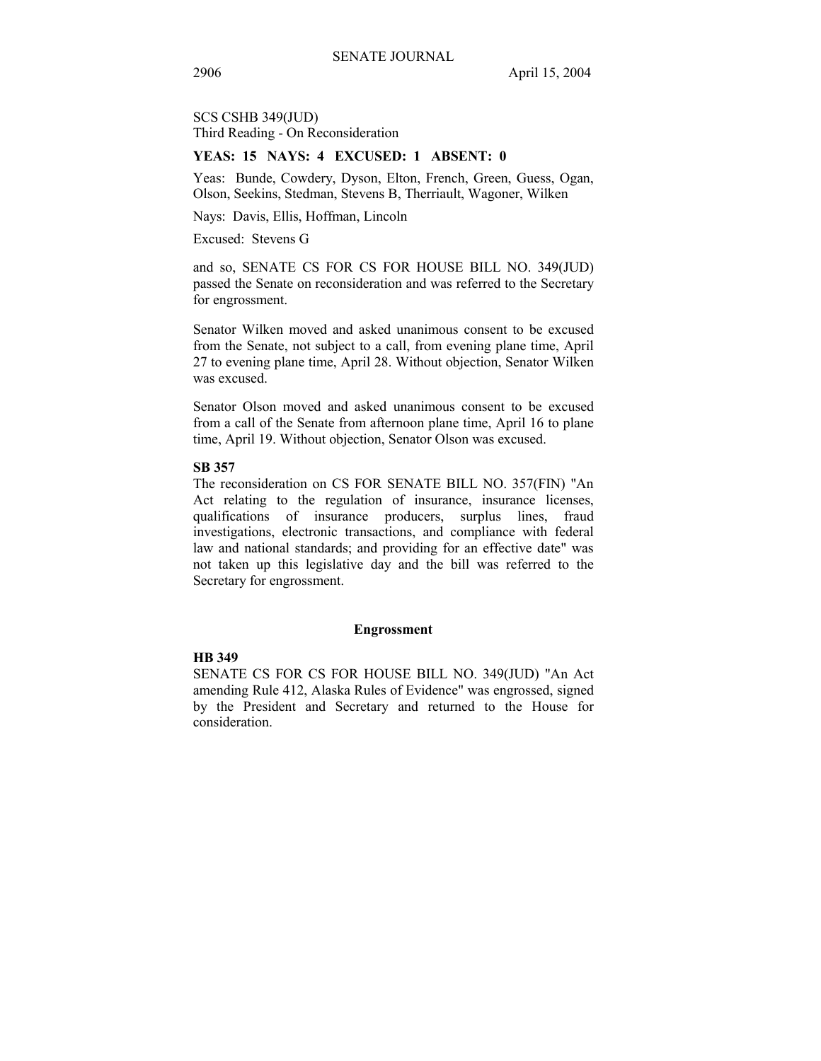SCS CSHB 349(JUD)
Third Reading - On Reconsideration

**YEAS: 15 NAYS: 4 EXCUSED: 1 ABSENT: 0**

Yeas: Bunde, Cowdery, Dyson, Elton, French, Green, Guess, Ogan, Olson, Seekins, Stedman, Stevens B, Therriault, Wagoner, Wilken

Nays: Davis, Ellis, Hoffman, Lincoln

Excused: Stevens G

and so, SENATE CS FOR CS FOR HOUSE BILL NO. 349(JUD) passed the Senate on reconsideration and was referred to the Secretary for engrossment.

Senator Wilken moved and asked unanimous consent to be excused from the Senate, not subject to a call, from evening plane time, April 27 to evening plane time, April 28. Without objection, Senator Wilken was excused.

Senator Olson moved and asked unanimous consent to be excused from a call of the Senate from afternoon plane time, April 16 to plane time, April 19. Without objection, Senator Olson was excused.

**SB 357**

The reconsideration on CS FOR SENATE BILL NO. 357(FIN) "An Act relating to the regulation of insurance, insurance licenses, qualifications of insurance producers, surplus lines, fraud investigations, electronic transactions, and compliance with federal law and national standards; and providing for an effective date" was not taken up this legislative day and the bill was referred to the Secretary for engrossment.

## Engrossment

**HB 349**

SENATE CS FOR CS FOR HOUSE BILL NO. 349(JUD) "An Act amending Rule 412, Alaska Rules of Evidence" was engrossed, signed by the President and Secretary and returned to the House for consideration.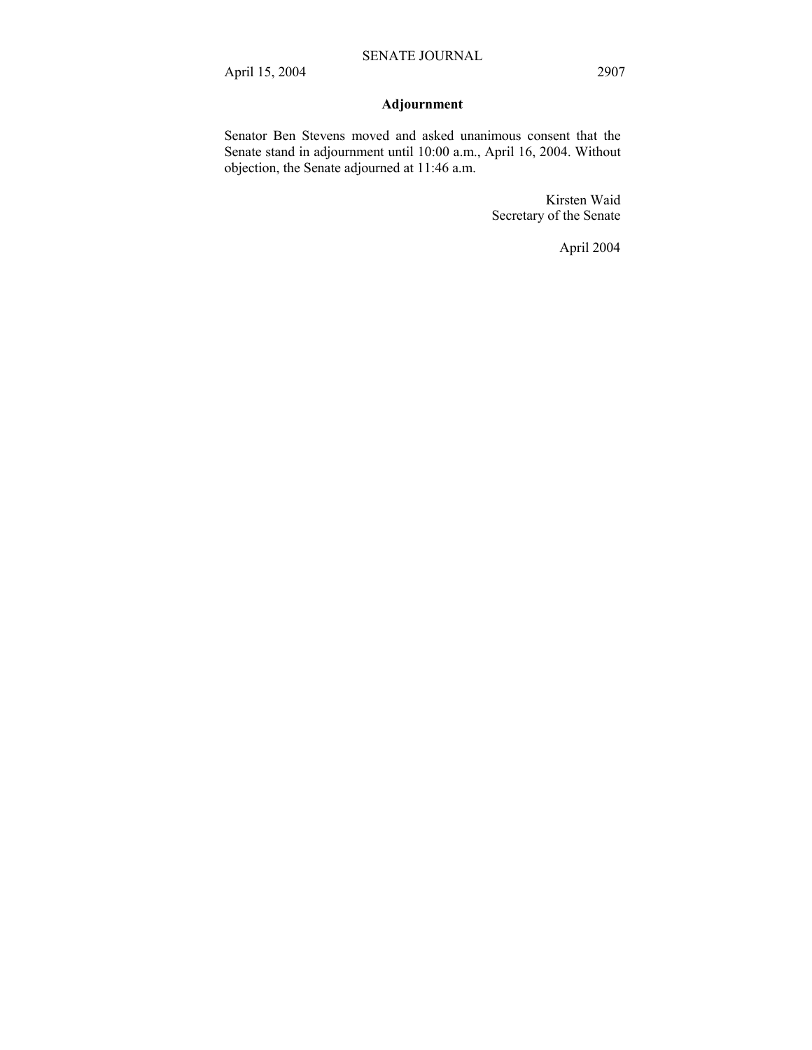## Adjournment

Senator Ben Stevens moved and asked unanimous consent that the Senate stand in adjournment until 10:00 a.m., April 16, 2004. Without objection, the Senate adjourned at 11:46 a.m.

Kirsten Waid
Secretary of the Senate

April 2004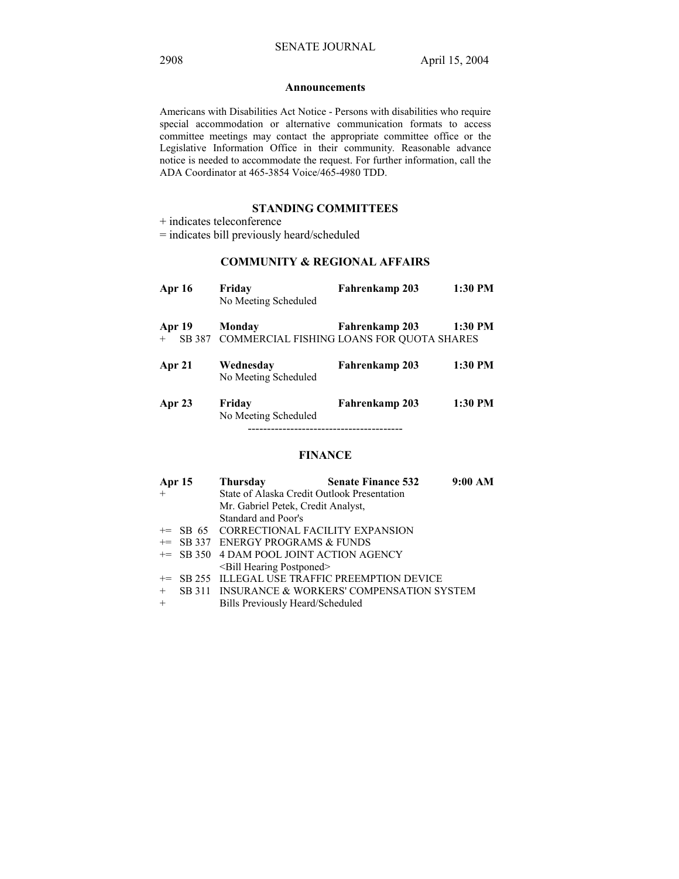## Announcements

Americans with Disabilities Act Notice - Persons with disabilities who require special accommodation or alternative communication formats to access committee meetings may contact the appropriate committee office or the Legislative Information Office in their community. Reasonable advance notice is needed to accommodate the request. For further information, call the ADA Coordinator at 465-3854 Voice/465-4980 TDD.

## STANDING COMMITTEES

+ indicates teleconference
= indicates bill previously heard/scheduled

### COMMUNITY & REGIONAL AFFAIRS

**Apr 16** **Friday** **Fahrenkamp 203** **1:30 PM**
No Meeting Scheduled

**Apr 19** **Monday** **Fahrenkamp 203** **1:30 PM**
\+ SB 387 COMMERCIAL FISHING LOANS FOR QUOTA SHARES

**Apr 21** **Wednesday** **Fahrenkamp 203** **1:30 PM**
No Meeting Scheduled

**Apr 23** **Friday** **Fahrenkamp 203** **1:30 PM**
No Meeting Scheduled

----------------------------------------

### FINANCE

**Apr 15** **Thursday** **Senate Finance 532** **9:00 AM**
\+ State of Alaska Credit Outlook Presentation
Mr. Gabriel Petek, Credit Analyst,
Standard and Poor's
+= SB 65 CORRECTIONAL FACILITY EXPANSION
+= SB 337 ENERGY PROGRAMS & FUNDS
+= SB 350 4 DAM POOL JOINT ACTION AGENCY
<Bill Hearing Postponed>
+= SB 255 ILLEGAL USE TRAFFIC PREEMPTION DEVICE
\+ SB 311 INSURANCE & WORKERS' COMPENSATION SYSTEM
\+ Bills Previously Heard/Scheduled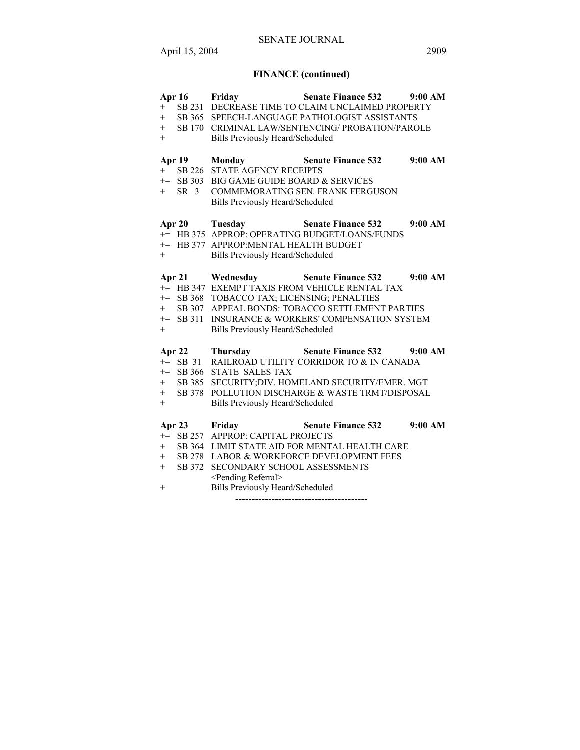## FINANCE (continued)

**Apr 16 Friday Senate Finance 532 9:00 AM**

+ SB 231 DECREASE TIME TO CLAIM UNCLAIMED PROPERTY
+ SB 365 SPEECH-LANGUAGE PATHOLOGIST ASSISTANTS
+ SB 170 CRIMINAL LAW/SENTENCING/ PROBATION/PAROLE
+ Bills Previously Heard/Scheduled

**Apr 19 Monday Senate Finance 532 9:00 AM**

+ SB 226 STATE AGENCY RECEIPTS
+= SB 303 BIG GAME GUIDE BOARD & SERVICES
+ SR 3 COMMEMORATING SEN. FRANK FERGUSON
Bills Previously Heard/Scheduled

**Apr 20 Tuesday Senate Finance 532 9:00 AM**

+= HB 375 APPROP: OPERATING BUDGET/LOANS/FUNDS
+= HB 377 APPROP:MENTAL HEALTH BUDGET
+ Bills Previously Heard/Scheduled

**Apr 21 Wednesday Senate Finance 532 9:00 AM**

+= HB 347 EXEMPT TAXIS FROM VEHICLE RENTAL TAX
+= SB 368 TOBACCO TAX; LICENSING; PENALTIES
+ SB 307 APPEAL BONDS: TOBACCO SETTLEMENT PARTIES
+= SB 311 INSURANCE & WORKERS' COMPENSATION SYSTEM
+ Bills Previously Heard/Scheduled

**Apr 22 Thursday Senate Finance 532 9:00 AM**

+= SB 31 RAILROAD UTILITY CORRIDOR TO & IN CANADA
+= SB 366 STATE SALES TAX
+ SB 385 SECURITY;DIV. HOMELAND SECURITY/EMER. MGT
+ SB 378 POLLUTION DISCHARGE & WASTE TRMT/DISPOSAL
+ Bills Previously Heard/Scheduled

**Apr 23 Friday Senate Finance 532 9:00 AM**

+= SB 257 APPROP: CAPITAL PROJECTS
+ SB 364 LIMIT STATE AID FOR MENTAL HEALTH CARE
+ SB 278 LABOR & WORKFORCE DEVELOPMENT FEES
+ SB 372 SECONDARY SCHOOL ASSESSMENTS
<Pending Referral>
+ Bills Previously Heard/Scheduled

----------------------------------------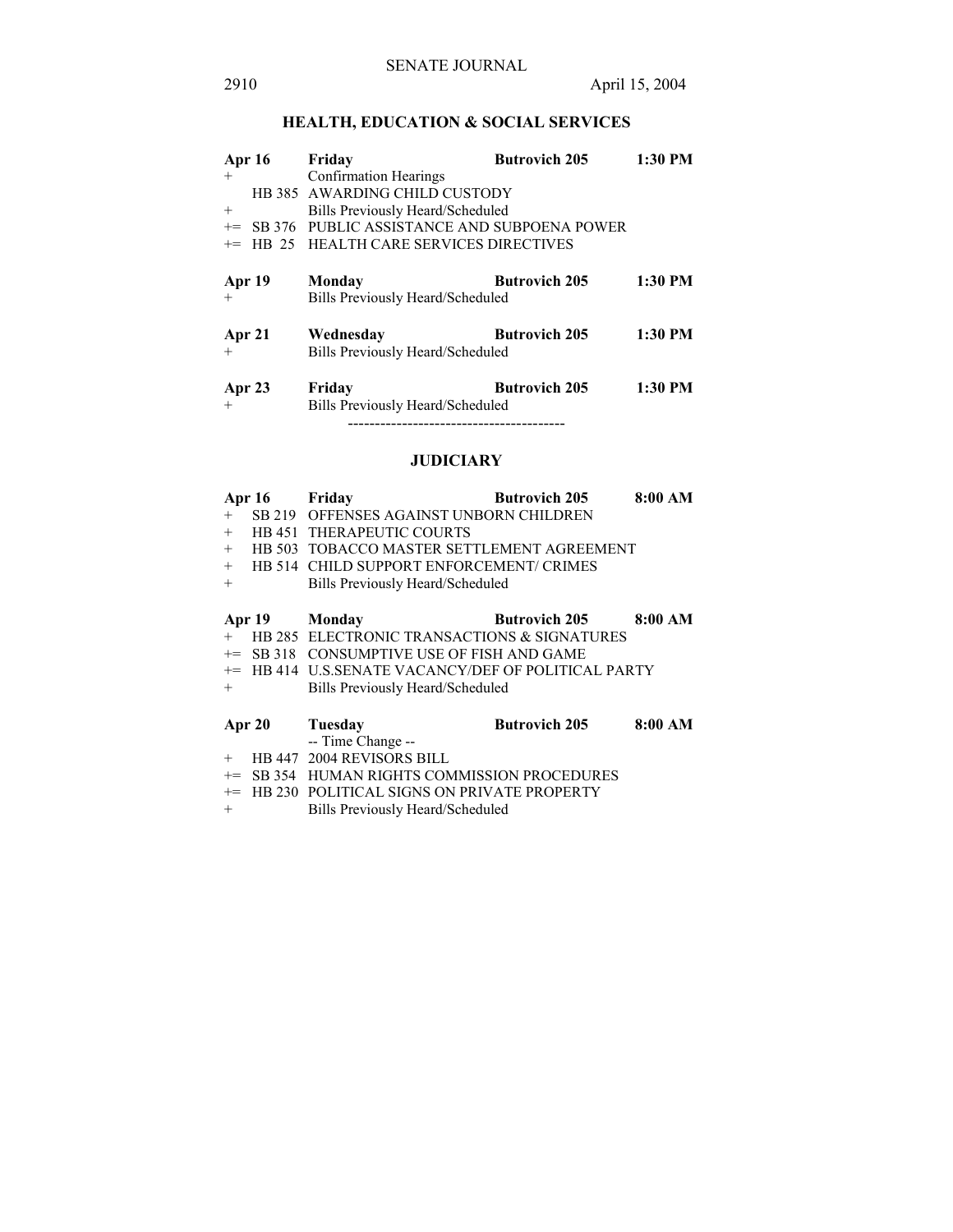## HEALTH, EDUCATION & SOCIAL SERVICES

**Apr 16** **Friday** **Butrovich 205** **1:30 PM**

+ Confirmation Hearings

HB 385 AWARDING CHILD CUSTODY

+ Bills Previously Heard/Scheduled

+= SB 376 PUBLIC ASSISTANCE AND SUBPOENA POWER

+= HB 25 HEALTH CARE SERVICES DIRECTIVES

**Apr 19** **Monday** **Butrovich 205** **1:30 PM**

+ Bills Previously Heard/Scheduled

**Apr 21** **Wednesday** **Butrovich 205** **1:30 PM**

+ Bills Previously Heard/Scheduled

**Apr 23** **Friday** **Butrovich 205** **1:30 PM**

+ Bills Previously Heard/Scheduled

----------------------------------------

## JUDICIARY

**Apr 16** **Friday** **Butrovich 205** **8:00 AM**

+ SB 219 OFFENSES AGAINST UNBORN CHILDREN

+ HB 451 THERAPEUTIC COURTS

+ HB 503 TOBACCO MASTER SETTLEMENT AGREEMENT

+ HB 514 CHILD SUPPORT ENFORCEMENT/ CRIMES

+ Bills Previously Heard/Scheduled

**Apr 19** **Monday** **Butrovich 205** **8:00 AM**

+ HB 285 ELECTRONIC TRANSACTIONS & SIGNATURES

+= SB 318 CONSUMPTIVE USE OF FISH AND GAME

+= HB 414 U.S.SENATE VACANCY/DEF OF POLITICAL PARTY

+ Bills Previously Heard/Scheduled

**Apr 20** **Tuesday** **Butrovich 205** **8:00 AM**

-- Time Change --

+ HB 447 2004 REVISORS BILL

+= SB 354 HUMAN RIGHTS COMMISSION PROCEDURES

+= HB 230 POLITICAL SIGNS ON PRIVATE PROPERTY

+ Bills Previously Heard/Scheduled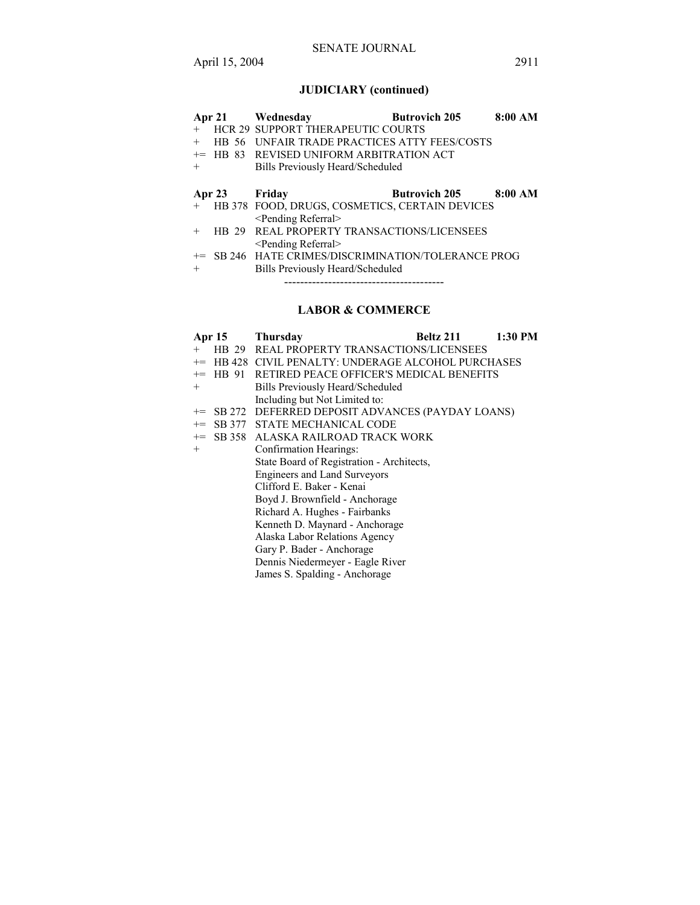## JUDICIARY (continued)

**Apr 21 Wednesday Butrovich 205 8:00 AM**

+ HCR 29 SUPPORT THERAPEUTIC COURTS
+ HB 56 UNFAIR TRADE PRACTICES ATTY FEES/COSTS
+= HB 83 REVISED UNIFORM ARBITRATION ACT
+ Bills Previously Heard/Scheduled

**Apr 23 Friday Butrovich 205 8:00 AM**

+ HB 378 FOOD, DRUGS, COSMETICS, CERTAIN DEVICES <Pending Referral>
+ HB 29 REAL PROPERTY TRANSACTIONS/LICENSEES <Pending Referral>
+= SB 246 HATE CRIMES/DISCRIMINATION/TOLERANCE PROG
+ Bills Previously Heard/Scheduled

----------------------------------------

## LABOR & COMMERCE

**Apr 15 Thursday Beltz 211 1:30 PM**

+ HB 29 REAL PROPERTY TRANSACTIONS/LICENSEES
+= HB 428 CIVIL PENALTY: UNDERAGE ALCOHOL PURCHASES
+= HB 91 RETIRED PEACE OFFICER'S MEDICAL BENEFITS
+ Bills Previously Heard/Scheduled
Including but Not Limited to:
+= SB 272 DEFERRED DEPOSIT ADVANCES (PAYDAY LOANS)
+= SB 377 STATE MECHANICAL CODE
+= SB 358 ALASKA RAILROAD TRACK WORK
+ Confirmation Hearings:
State Board of Registration - Architects,
Engineers and Land Surveyors
Clifford E. Baker - Kenai
Boyd J. Brownfield - Anchorage
Richard A. Hughes - Fairbanks
Kenneth D. Maynard - Anchorage
Alaska Labor Relations Agency
Gary P. Bader - Anchorage
Dennis Niedermeyer - Eagle River
James S. Spalding - Anchorage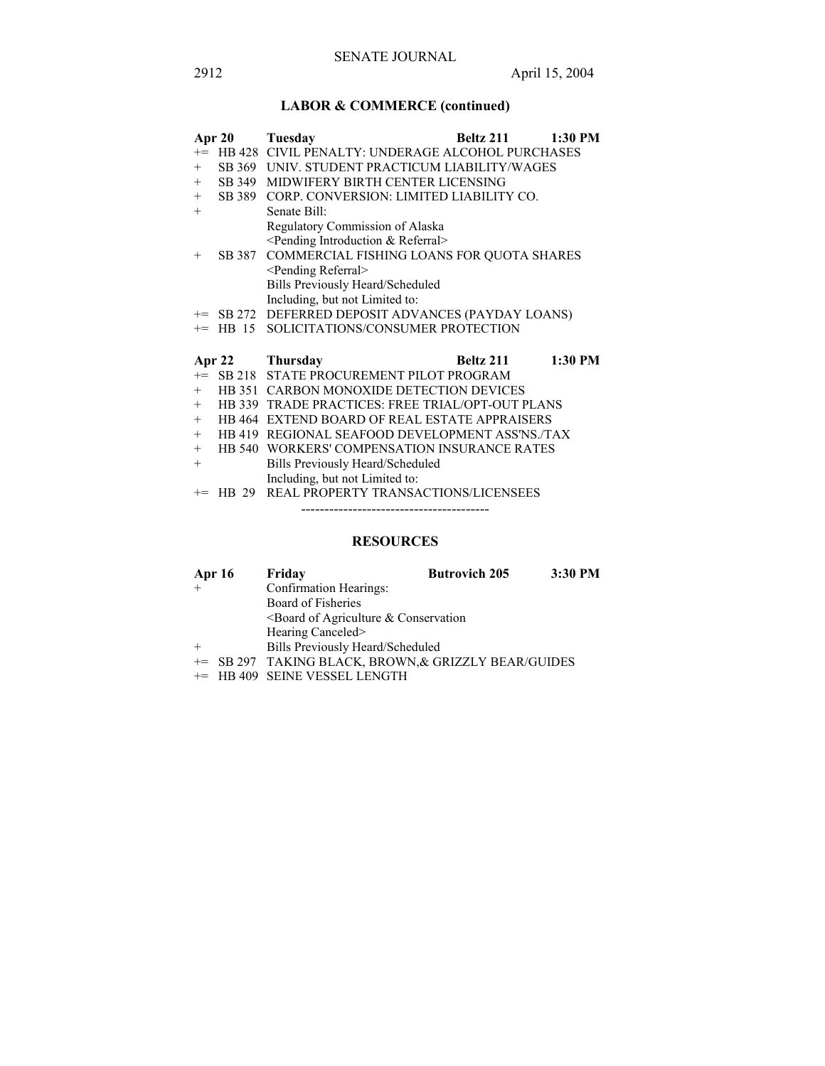## LABOR & COMMERCE (continued)

| | | | | |
|---|---|---|---|---|
| **Apr 20** | | **Tuesday** | **Beltz 211** | **1:30 PM** |
| += | HB 428 | CIVIL PENALTY: UNDERAGE ALCOHOL PURCHASES | | |
| + | SB 369 | UNIV. STUDENT PRACTICUM LIABILITY/WAGES | | |
| + | SB 349 | MIDWIFERY BIRTH CENTER LICENSING | | |
| + | SB 389 | CORP. CONVERSION: LIMITED LIABILITY CO. | | |
| + | | Senate Bill: Regulatory Commission of Alaska <Pending Introduction & Referral> | | |
| + | SB 387 | COMMERCIAL FISHING LOANS FOR QUOTA SHARES <Pending Referral> | | |
| | | Bills Previously Heard/Scheduled Including, but not Limited to: | | |
| += | SB 272 | DEFERRED DEPOSIT ADVANCES (PAYDAY LOANS) | | |
| += | HB 15 | SOLICITATIONS/CONSUMER PROTECTION | | |

| | | | | |
|---|---|---|---|---|
| **Apr 22** | | **Thursday** | **Beltz 211** | **1:30 PM** |
| += | SB 218 | STATE PROCUREMENT PILOT PROGRAM | | |
| + | HB 351 | CARBON MONOXIDE DETECTION DEVICES | | |
| + | HB 339 | TRADE PRACTICES: FREE TRIAL/OPT-OUT PLANS | | |
| + | HB 464 | EXTEND BOARD OF REAL ESTATE APPRAISERS | | |
| + | HB 419 | REGIONAL SEAFOOD DEVELOPMENT ASS'NS./TAX | | |
| + | HB 540 | WORKERS' COMPENSATION INSURANCE RATES | | |
| + | | Bills Previously Heard/Scheduled Including, but not Limited to: | | |
| += | HB 29 | REAL PROPERTY TRANSACTIONS/LICENSEES | | |

----------------------------------------

## RESOURCES

| | | | | |
|---|---|---|---|---|
| **Apr 16** | | **Friday** | **Butrovich 205** | **3:30 PM** |
| + | | Confirmation Hearings: Board of Fisheries <Board of Agriculture & Conservation Hearing Canceled> | | |
| + | | Bills Previously Heard/Scheduled | | |
| += | SB 297 | TAKING BLACK, BROWN,& GRIZZLY BEAR/GUIDES | | |
| += | HB 409 | SEINE VESSEL LENGTH | | |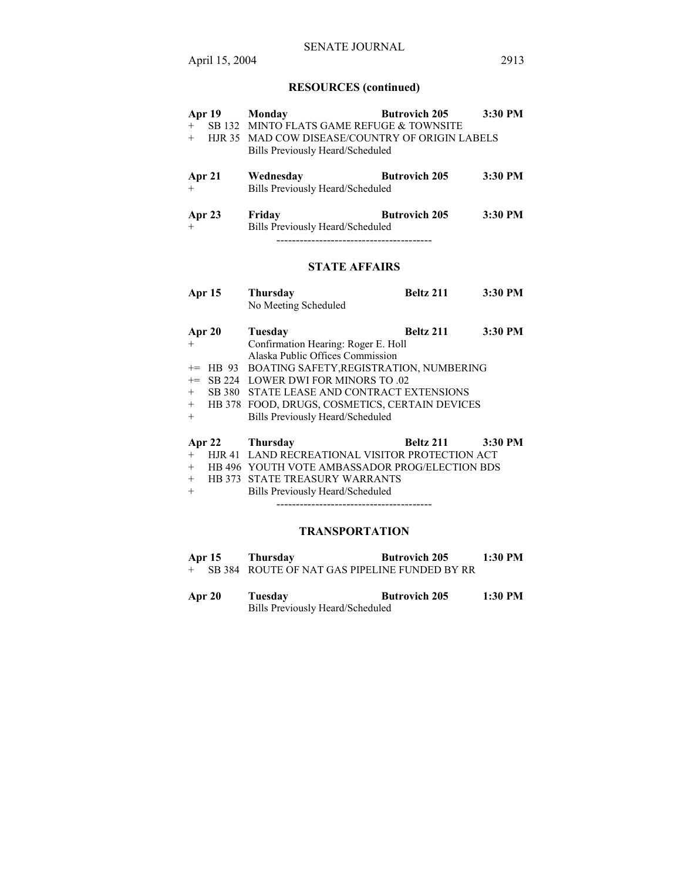## RESOURCES (continued)

| | | | |
|---|---|---|---|
| **Apr 19** | **Monday** | **Butrovich 205** | **3:30 PM** |
| + SB 132 | MINTO FLATS GAME REFUGE & TOWNSITE | | |
| + HJR 35 | MAD COW DISEASE/COUNTRY OF ORIGIN LABELS | | |
| | Bills Previously Heard/Scheduled | | |
| **Apr 21** | **Wednesday** | **Butrovich 205** | **3:30 PM** |
| + | Bills Previously Heard/Scheduled | | |
| **Apr 23** | **Friday** | **Butrovich 205** | **3:30 PM** |
| + | Bills Previously Heard/Scheduled | | |

----------------------------------------

## STATE AFFAIRS

| | | | |
|---|---|---|---|
| **Apr 15** | **Thursday** | **Beltz 211** | **3:30 PM** |
| | No Meeting Scheduled | | |
| **Apr 20** | **Tuesday** | **Beltz 211** | **3:30 PM** |
| + | Confirmation Hearing: Roger E. Holl | | |
| | Alaska Public Offices Commission | | |
| += HB 93 | BOATING SAFETY,REGISTRATION, NUMBERING | | |
| += SB 224 | LOWER DWI FOR MINORS TO .02 | | |
| + SB 380 | STATE LEASE AND CONTRACT EXTENSIONS | | |
| + HB 378 | FOOD, DRUGS, COSMETICS, CERTAIN DEVICES | | |
| + | Bills Previously Heard/Scheduled | | |
| **Apr 22** | **Thursday** | **Beltz 211** | **3:30 PM** |
| + HJR 41 | LAND RECREATIONAL VISITOR PROTECTION ACT | | |
| + HB 496 | YOUTH VOTE AMBASSADOR PROG/ELECTION BDS | | |
| + HB 373 | STATE TREASURY WARRANTS | | |
| + | Bills Previously Heard/Scheduled | | |

----------------------------------------

## TRANSPORTATION

| | | | |
|---|---|---|---|
| **Apr 15** | **Thursday** | **Butrovich 205** | **1:30 PM** |
| + SB 384 | ROUTE OF NAT GAS PIPELINE FUNDED BY RR | | |
| **Apr 20** | **Tuesday** | **Butrovich 205** | **1:30 PM** |
| | Bills Previously Heard/Scheduled | | |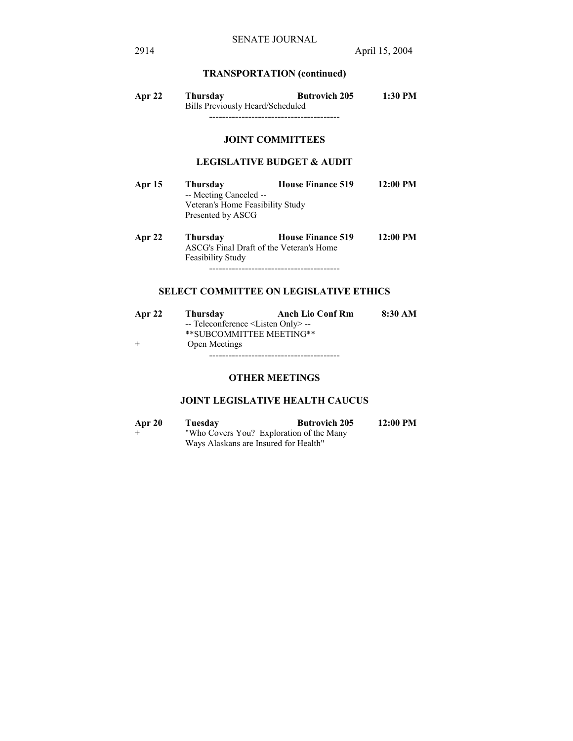## TRANSPORTATION (continued)

| | | | |
|---|---|---|---|
| **Apr 22** | **Thursday** | **Butrovich 205** | **1:30 PM** |
| | Bills Previously Heard/Scheduled | | |

----------------------------------------

## JOINT COMMITTEES

### LEGISLATIVE BUDGET & AUDIT

| | | | |
|---|---|---|---|
| **Apr 15** | **Thursday** | **House Finance 519** | **12:00 PM** |
| | -- Meeting Canceled -- | | |
| | Veteran's Home Feasibility Study | | |
| | Presented by ASCG | | |
| **Apr 22** | **Thursday** | **House Finance 519** | **12:00 PM** |
| | ASCG's Final Draft of the Veteran's Home Feasibility Study | | |

----------------------------------------

### SELECT COMMITTEE ON LEGISLATIVE ETHICS

| | | | |
|---|---|---|---|
| **Apr 22** | **Thursday** | **Anch Lio Conf Rm** | **8:30 AM** |
| | -- Teleconference <Listen Only> -- | | |
| | **SUBCOMMITTEE MEETING** | | |
| + | Open Meetings | | |

----------------------------------------

## OTHER MEETINGS

### JOINT LEGISLATIVE HEALTH CAUCUS

| | | | |
|---|---|---|---|
| **Apr 20** | **Tuesday** | **Butrovich 205** | **12:00 PM** |
| + | "Who Covers You? Exploration of the Many Ways Alaskans are Insured for Health" | | |